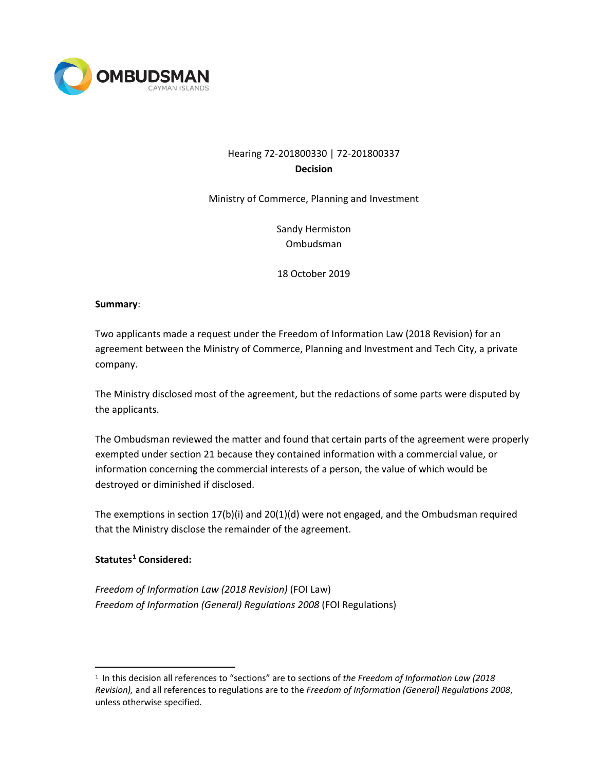OMBUDSMAN
CAYMAN ISLANDS

Hearing 72-201800330 | 72-201800337

**Decision**

Ministry of Commerce, Planning and Investment

Sandy Hermiston
Ombudsman

18 October 2019

**Summary**:

Two applicants made a request under the Freedom of Information Law (2018 Revision) for an agreement between the Ministry of Commerce, Planning and Investment and Tech City, a private company.

The Ministry disclosed most of the agreement, but the redactions of some parts were disputed by the applicants.

The Ombudsman reviewed the matter and found that certain parts of the agreement were properly exempted under section 21 because they contained information with a commercial value, or information concerning the commercial interests of a person, the value of which would be destroyed or diminished if disclosed.

The exemptions in section 17(b)(i) and 20(1)(d) were not engaged, and the Ombudsman required that the Ministry disclose the remainder of the agreement.

**Statutes[1] Considered:**

*Freedom of Information Law (2018 Revision)* (FOI Law)
*Freedom of Information (General) Regulations 2008* (FOI Regulations)

---

[1] In this decision all references to "sections" are to sections of *the Freedom of Information Law (2018 Revision),* and all references to regulations are to the *Freedom of Information (General) Regulations 2008*, unless otherwise specified.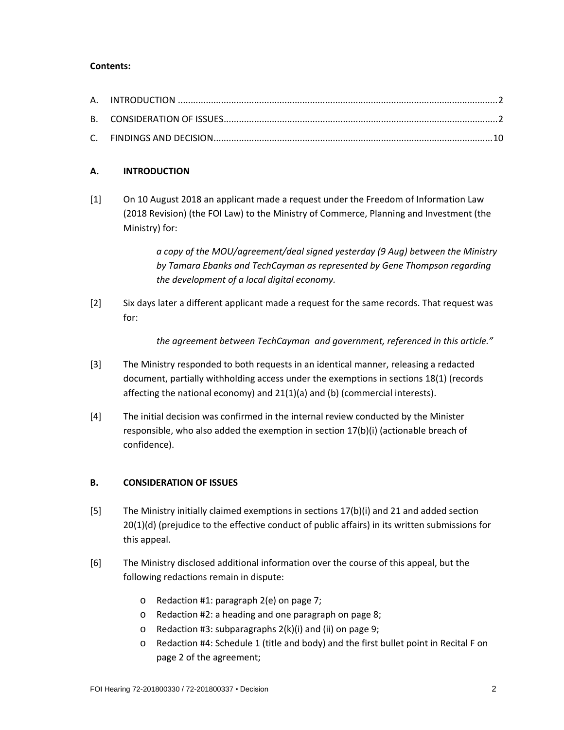**Contents:**

A. INTRODUCTION .......................................................................................................................... 2

B. CONSIDERATION OF ISSUES......................................................................................................... 2

C. FINDINGS AND DECISION.......................................................................................................... 10

## A. INTRODUCTION

[1] On 10 August 2018 an applicant made a request under the Freedom of Information Law (2018 Revision) (the FOI Law) to the Ministry of Commerce, Planning and Investment (the Ministry) for:

> *a copy of the MOU/agreement/deal signed yesterday (9 Aug) between the Ministry by Tamara Ebanks and TechCayman as represented by Gene Thompson regarding the development of a local digital economy.*

[2] Six days later a different applicant made a request for the same records. That request was for:

> *the agreement between TechCayman and government, referenced in this article."*

[3] The Ministry responded to both requests in an identical manner, releasing a redacted document, partially withholding access under the exemptions in sections 18(1) (records affecting the national economy) and 21(1)(a) and (b) (commercial interests).

[4] The initial decision was confirmed in the internal review conducted by the Minister responsible, who also added the exemption in section 17(b)(i) (actionable breach of confidence).

## B. CONSIDERATION OF ISSUES

[5] The Ministry initially claimed exemptions in sections 17(b)(i) and 21 and added section 20(1)(d) (prejudice to the effective conduct of public affairs) in its written submissions for this appeal.

[6] The Ministry disclosed additional information over the course of this appeal, but the following redactions remain in dispute:

- Redaction #1: paragraph 2(e) on page 7;
- Redaction #2: a heading and one paragraph on page 8;
- Redaction #3: subparagraphs 2(k)(i) and (ii) on page 9;
- Redaction #4: Schedule 1 (title and body) and the first bullet point in Recital F on page 2 of the agreement;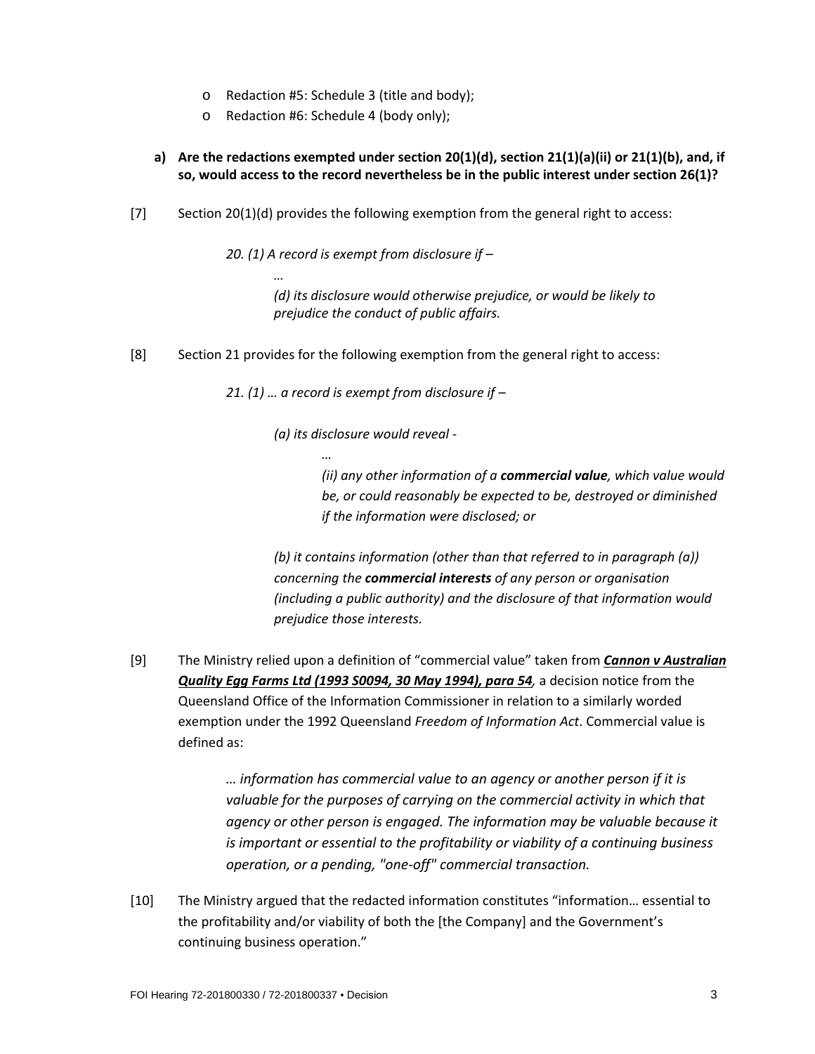- Redaction #5: Schedule 3 (title and body);
  - Redaction #6: Schedule 4 (body only);

**a) Are the redactions exempted under section 20(1)(d), section 21(1)(a)(ii) or 21(1)(b), and, if so, would access to the record nevertheless be in the public interest under section 26(1)?**

[7] Section 20(1)(d) provides the following exemption from the general right to access:

> *20. (1) A record is exempt from disclosure if –*
>
> *…*
>
> *(d) its disclosure would otherwise prejudice, or would be likely to prejudice the conduct of public affairs.*

[8] Section 21 provides for the following exemption from the general right to access:

> *21. (1) … a record is exempt from disclosure if –*
>
> *(a) its disclosure would reveal -*
>
> *…*
>
> *(ii) any other information of a **commercial value**, which value would be, or could reasonably be expected to be, destroyed or diminished if the information were disclosed; or*
>
> *(b) it contains information (other than that referred to in paragraph (a)) concerning the **commercial interests** of any person or organisation (including a public authority) and the disclosure of that information would prejudice those interests.*

[9] The Ministry relied upon a definition of "commercial value" taken from ***Cannon v Australian Quality Egg Farms Ltd (1993 S0094, 30 May 1994), para 54***, a decision notice from the Queensland Office of the Information Commissioner in relation to a similarly worded exemption under the 1992 Queensland *Freedom of Information Act*. Commercial value is defined as:

> *… information has commercial value to an agency or another person if it is valuable for the purposes of carrying on the commercial activity in which that agency or other person is engaged. The information may be valuable because it is important or essential to the profitability or viability of a continuing business operation, or a pending, "one-off" commercial transaction.*

[10] The Ministry argued that the redacted information constitutes "information… essential to the profitability and/or viability of both the [the Company] and the Government's continuing business operation."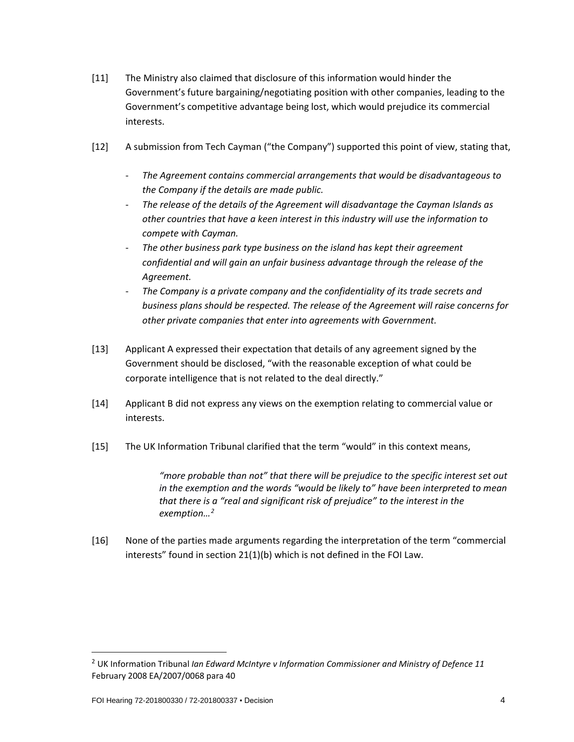[11] The Ministry also claimed that disclosure of this information would hinder the Government's future bargaining/negotiating position with other companies, leading to the Government's competitive advantage being lost, which would prejudice its commercial interests.

[12] A submission from Tech Cayman ("the Company") supported this point of view, stating that,

- *The Agreement contains commercial arrangements that would be disadvantageous to the Company if the details are made public.*
- *The release of the details of the Agreement will disadvantage the Cayman Islands as other countries that have a keen interest in this industry will use the information to compete with Cayman.*
- *The other business park type business on the island has kept their agreement confidential and will gain an unfair business advantage through the release of the Agreement.*
- *The Company is a private company and the confidentiality of its trade secrets and business plans should be respected. The release of the Agreement will raise concerns for other private companies that enter into agreements with Government.*

[13] Applicant A expressed their expectation that details of any agreement signed by the Government should be disclosed, "with the reasonable exception of what could be corporate intelligence that is not related to the deal directly."

[14] Applicant B did not express any views on the exemption relating to commercial value or interests.

[15] The UK Information Tribunal clarified that the term "would" in this context means,

> *"more probable than not" that there will be prejudice to the specific interest set out in the exemption and the words "would be likely to" have been interpreted to mean that there is a "real and significant risk of prejudice" to the interest in the exemption…*[2]

[16] None of the parties made arguments regarding the interpretation of the term "commercial interests" found in section 21(1)(b) which is not defined in the FOI Law.

---

[2] UK Information Tribunal *Ian Edward McIntyre v Information Commissioner and Ministry of Defence 11* February 2008 EA/2007/0068 para 40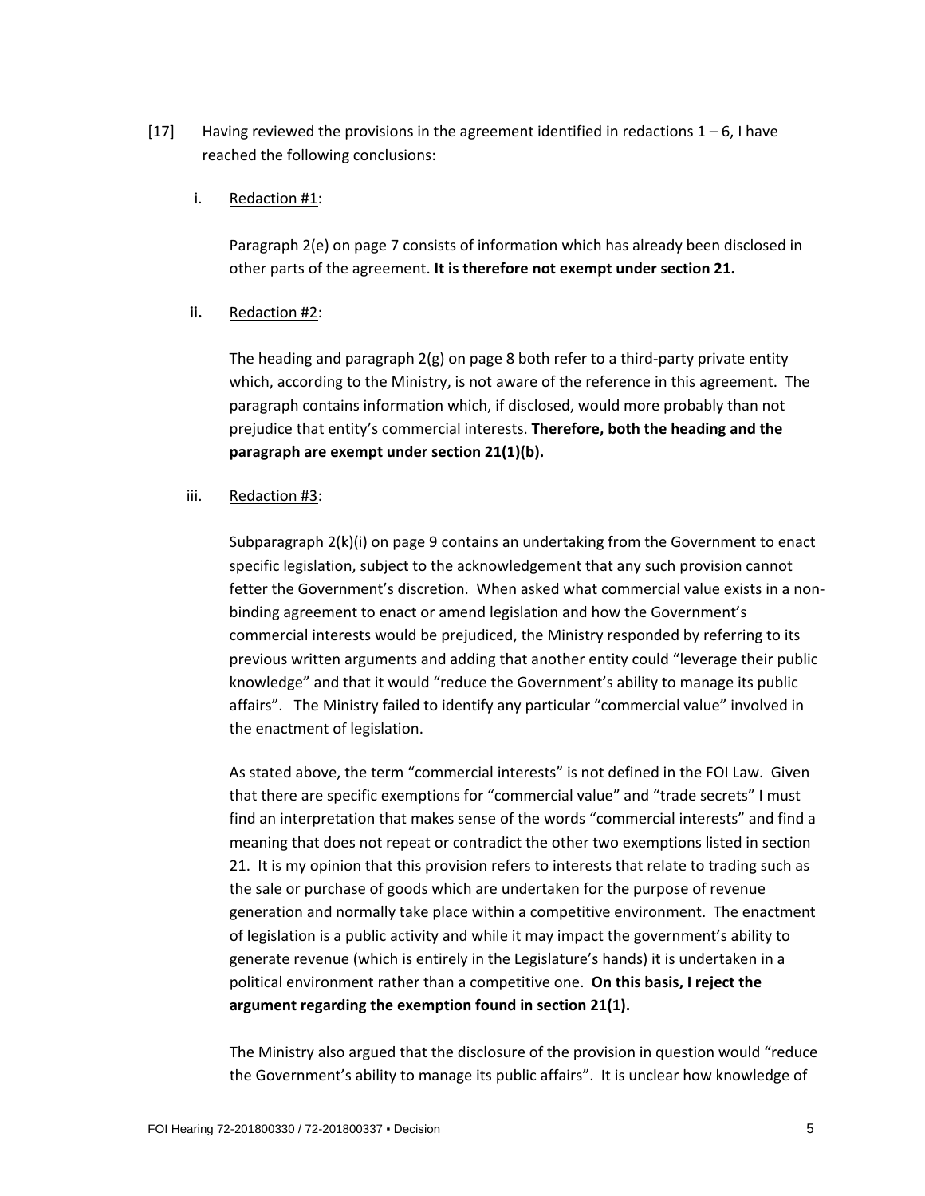[17] Having reviewed the provisions in the agreement identified in redactions 1 – 6, I have reached the following conclusions:

i. Redaction #1:

Paragraph 2(e) on page 7 consists of information which has already been disclosed in other parts of the agreement. **It is therefore not exempt under section 21.**

**ii.** Redaction #2:

The heading and paragraph 2(g) on page 8 both refer to a third-party private entity which, according to the Ministry, is not aware of the reference in this agreement. The paragraph contains information which, if disclosed, would more probably than not prejudice that entity's commercial interests. **Therefore, both the heading and the paragraph are exempt under section 21(1)(b).**

iii. Redaction #3:

Subparagraph 2(k)(i) on page 9 contains an undertaking from the Government to enact specific legislation, subject to the acknowledgement that any such provision cannot fetter the Government's discretion. When asked what commercial value exists in a non-binding agreement to enact or amend legislation and how the Government's commercial interests would be prejudiced, the Ministry responded by referring to its previous written arguments and adding that another entity could "leverage their public knowledge" and that it would "reduce the Government's ability to manage its public affairs". The Ministry failed to identify any particular "commercial value" involved in the enactment of legislation.

As stated above, the term "commercial interests" is not defined in the FOI Law. Given that there are specific exemptions for "commercial value" and "trade secrets" I must find an interpretation that makes sense of the words "commercial interests" and find a meaning that does not repeat or contradict the other two exemptions listed in section 21. It is my opinion that this provision refers to interests that relate to trading such as the sale or purchase of goods which are undertaken for the purpose of revenue generation and normally take place within a competitive environment. The enactment of legislation is a public activity and while it may impact the government's ability to generate revenue (which is entirely in the Legislature's hands) it is undertaken in a political environment rather than a competitive one. **On this basis, I reject the argument regarding the exemption found in section 21(1).**

The Ministry also argued that the disclosure of the provision in question would "reduce the Government's ability to manage its public affairs". It is unclear how knowledge of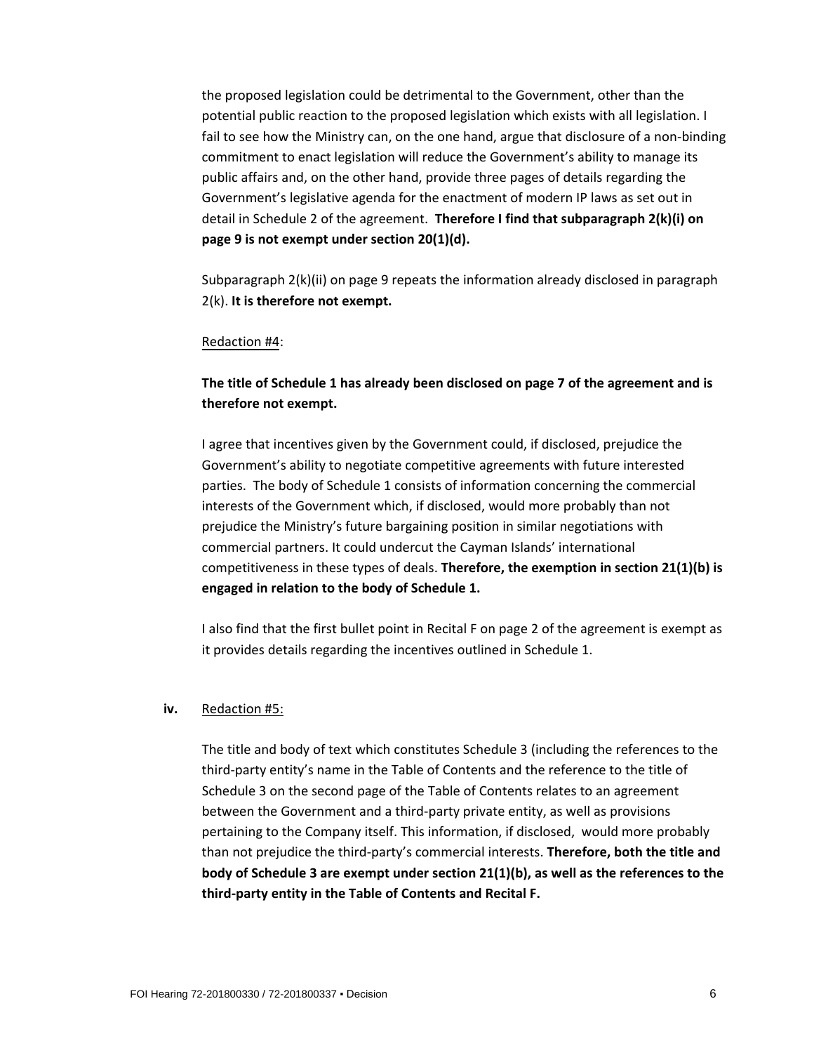the proposed legislation could be detrimental to the Government, other than the potential public reaction to the proposed legislation which exists with all legislation. I fail to see how the Ministry can, on the one hand, argue that disclosure of a non-binding commitment to enact legislation will reduce the Government's ability to manage its public affairs and, on the other hand, provide three pages of details regarding the Government's legislative agenda for the enactment of modern IP laws as set out in detail in Schedule 2 of the agreement. **Therefore I find that subparagraph 2(k)(i) on page 9 is not exempt under section 20(1)(d).**

Subparagraph 2(k)(ii) on page 9 repeats the information already disclosed in paragraph 2(k). **It is therefore not exempt.**

<u>Redaction #4</u>:

**The title of Schedule 1 has already been disclosed on page 7 of the agreement and is therefore not exempt.**

I agree that incentives given by the Government could, if disclosed, prejudice the Government's ability to negotiate competitive agreements with future interested parties. The body of Schedule 1 consists of information concerning the commercial interests of the Government which, if disclosed, would more probably than not prejudice the Ministry's future bargaining position in similar negotiations with commercial partners. It could undercut the Cayman Islands' international competitiveness in these types of deals. **Therefore, the exemption in section 21(1)(b) is engaged in relation to the body of Schedule 1.**

I also find that the first bullet point in Recital F on page 2 of the agreement is exempt as it provides details regarding the incentives outlined in Schedule 1.

**iv.** <u>Redaction #5:</u>

The title and body of text which constitutes Schedule 3 (including the references to the third-party entity's name in the Table of Contents and the reference to the title of Schedule 3 on the second page of the Table of Contents relates to an agreement between the Government and a third-party private entity, as well as provisions pertaining to the Company itself. This information, if disclosed, would more probably than not prejudice the third-party's commercial interests. **Therefore, both the title and body of Schedule 3 are exempt under section 21(1)(b), as well as the references to the third-party entity in the Table of Contents and Recital F.**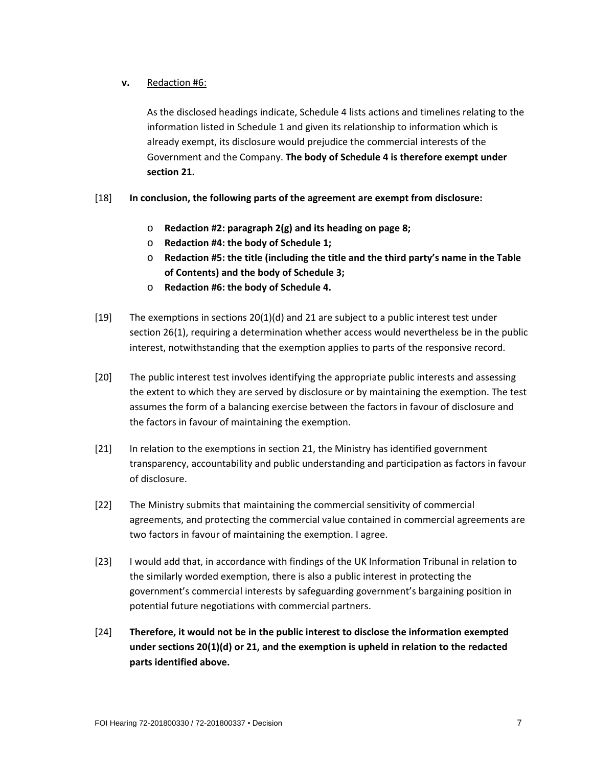**v.** Redaction #6:

As the disclosed headings indicate, Schedule 4 lists actions and timelines relating to the information listed in Schedule 1 and given its relationship to information which is already exempt, its disclosure would prejudice the commercial interests of the Government and the Company. **The body of Schedule 4 is therefore exempt under section 21.**

[18] **In conclusion, the following parts of the agreement are exempt from disclosure:**

- **Redaction #2: paragraph 2(g) and its heading on page 8;**
- **Redaction #4: the body of Schedule 1;**
- **Redaction #5: the title (including the title and the third party's name in the Table of Contents) and the body of Schedule 3;**
- **Redaction #6: the body of Schedule 4.**

[19] The exemptions in sections 20(1)(d) and 21 are subject to a public interest test under section 26(1), requiring a determination whether access would nevertheless be in the public interest, notwithstanding that the exemption applies to parts of the responsive record.

[20] The public interest test involves identifying the appropriate public interests and assessing the extent to which they are served by disclosure or by maintaining the exemption. The test assumes the form of a balancing exercise between the factors in favour of disclosure and the factors in favour of maintaining the exemption.

[21] In relation to the exemptions in section 21, the Ministry has identified government transparency, accountability and public understanding and participation as factors in favour of disclosure.

[22] The Ministry submits that maintaining the commercial sensitivity of commercial agreements, and protecting the commercial value contained in commercial agreements are two factors in favour of maintaining the exemption. I agree.

[23] I would add that, in accordance with findings of the UK Information Tribunal in relation to the similarly worded exemption, there is also a public interest in protecting the government's commercial interests by safeguarding government's bargaining position in potential future negotiations with commercial partners.

[24] **Therefore, it would not be in the public interest to disclose the information exempted under sections 20(1)(d) or 21, and the exemption is upheld in relation to the redacted parts identified above.**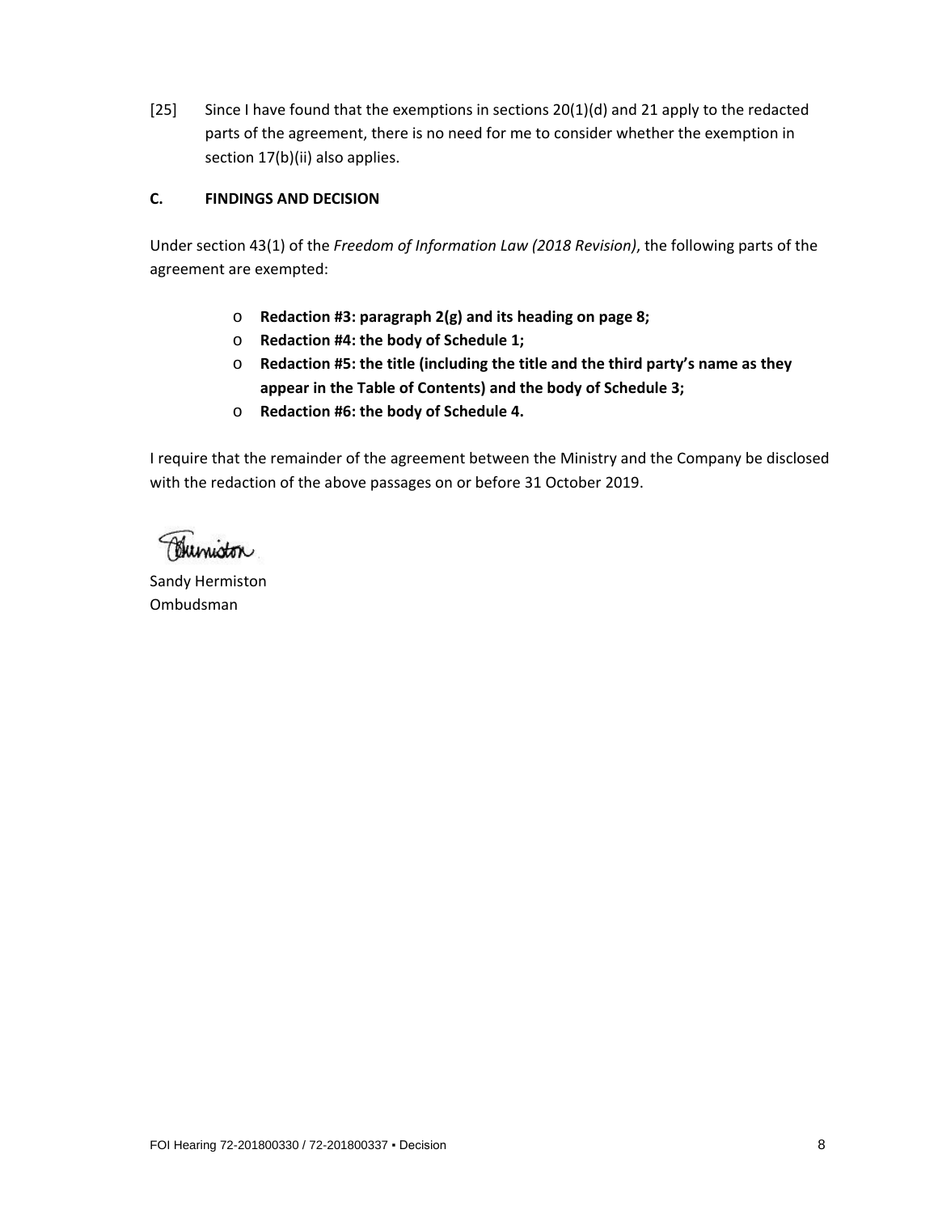[25] Since I have found that the exemptions in sections 20(1)(d) and 21 apply to the redacted parts of the agreement, there is no need for me to consider whether the exemption in section 17(b)(ii) also applies.

## C. FINDINGS AND DECISION

Under section 43(1) of the *Freedom of Information Law (2018 Revision)*, the following parts of the agreement are exempted:

- **Redaction #3: paragraph 2(g) and its heading on page 8;**
- **Redaction #4: the body of Schedule 1;**
- **Redaction #5: the title (including the title and the third party's name as they appear in the Table of Contents) and the body of Schedule 3;**
- **Redaction #6: the body of Schedule 4.**

I require that the remainder of the agreement between the Ministry and the Company be disclosed with the redaction of the above passages on or before 31 October 2019.

Sandy Hermiston
Ombudsman